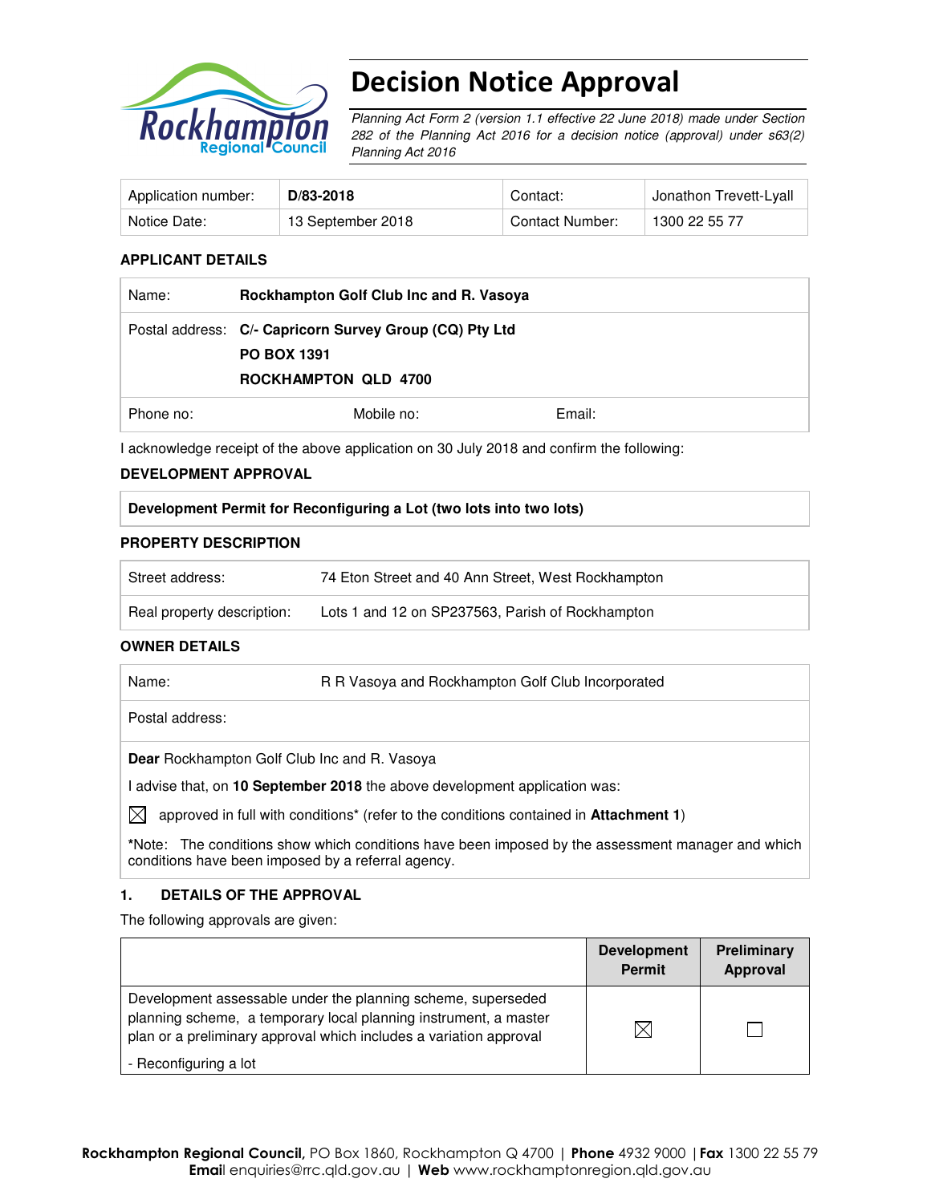# Decision Notice Approval

*Planning Act Form 2 (version 1.1 effective 22 June 2018) made under Section 282 of the Planning Act 2016 for a decision notice (approval) under s63(2) Planning Act 2016*

| | | | |
|---|---|---|---|
| Application number: | **D/83-2018** | Contact: | Jonathon Trevett-Lyall |
| Notice Date: | 13 September 2018 | Contact Number: | 1300 22 55 77 |

### APPLICANT DETAILS

| | | | |
|---|---|---|---|
| Name: | **Rockhampton Golf Club Inc and R. Vasoya** | | |
| Postal address: | **C/- Capricorn Survey Group (CQ) Pty Ltd**<br>**PO BOX 1391**<br>**ROCKHAMPTON QLD 4700** | | |
| Phone no: | Mobile no: | Email: | |

I acknowledge receipt of the above application on 30 July 2018 and confirm the following:

### DEVELOPMENT APPROVAL

**Development Permit for Reconfiguring a Lot (two lots into two lots)**

### PROPERTY DESCRIPTION

| | |
|---|---|
| Street address: | 74 Eton Street and 40 Ann Street, West Rockhampton |
| Real property description: | Lots 1 and 12 on SP237563, Parish of Rockhampton |

### OWNER DETAILS

| | |
|---|---|
| Name: | R R Vasoya and Rockhampton Golf Club Incorporated |
| Postal address: | |

**Dear** Rockhampton Golf Club Inc and R. Vasoya

I advise that, on **10 September 2018** the above development application was:

☒ approved in full with conditions* (refer to the conditions contained in **Attachment 1**)

*Note: The conditions show which conditions have been imposed by the assessment manager and which conditions have been imposed by a referral agency.

### 1. DETAILS OF THE APPROVAL

The following approvals are given:

| | Development Permit | Preliminary Approval |
|---|---|---|
| Development assessable under the planning scheme, superseded planning scheme, a temporary local planning instrument, a master plan or a preliminary approval which includes a variation approval<br>- Reconfiguring a lot | ☒ | ☐ |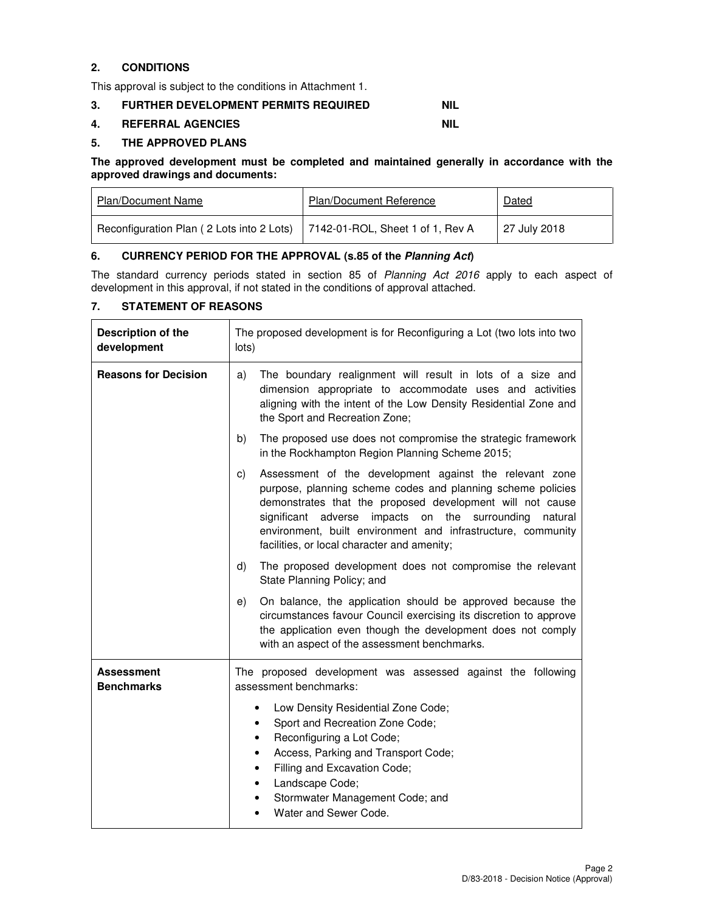## 2. CONDITIONS

This approval is subject to the conditions in Attachment 1.

## 3. FURTHER DEVELOPMENT PERMITS REQUIRED NIL

## 4. REFERRAL AGENCIES NIL

## 5. THE APPROVED PLANS

**The approved development must be completed and maintained generally in accordance with the approved drawings and documents:**

| Plan/Document Name | Plan/Document Reference | Dated |
|---|---|---|
| Reconfiguration Plan ( 2 Lots into 2 Lots) | 7142-01-ROL, Sheet 1 of 1, Rev A | 27 July 2018 |

## 6. CURRENCY PERIOD FOR THE APPROVAL (s.85 of the *Planning Act*)

The standard currency periods stated in section 85 of *Planning Act 2016* apply to each aspect of development in this approval, if not stated in the conditions of approval attached.

## 7. STATEMENT OF REASONS

| | |
|---|---|
| **Description of the development** | The proposed development is for Reconfiguring a Lot (two lots into two lots) |
| **Reasons for Decision** | a) The boundary realignment will result in lots of a size and dimension appropriate to accommodate uses and activities aligning with the intent of the Low Density Residential Zone and the Sport and Recreation Zone;<br>b) The proposed use does not compromise the strategic framework in the Rockhampton Region Planning Scheme 2015;<br>c) Assessment of the development against the relevant zone purpose, planning scheme codes and planning scheme policies demonstrates that the proposed development will not cause significant adverse impacts on the surrounding natural environment, built environment and infrastructure, community facilities, or local character and amenity;<br>d) The proposed development does not compromise the relevant State Planning Policy; and<br>e) On balance, the application should be approved because the circumstances favour Council exercising its discretion to approve the application even though the development does not comply with an aspect of the assessment benchmarks. |
| **Assessment Benchmarks** | The proposed development was assessed against the following assessment benchmarks:<br>• Low Density Residential Zone Code;<br>• Sport and Recreation Zone Code;<br>• Reconfiguring a Lot Code;<br>• Access, Parking and Transport Code;<br>• Filling and Excavation Code;<br>• Landscape Code;<br>• Stormwater Management Code; and<br>• Water and Sewer Code. |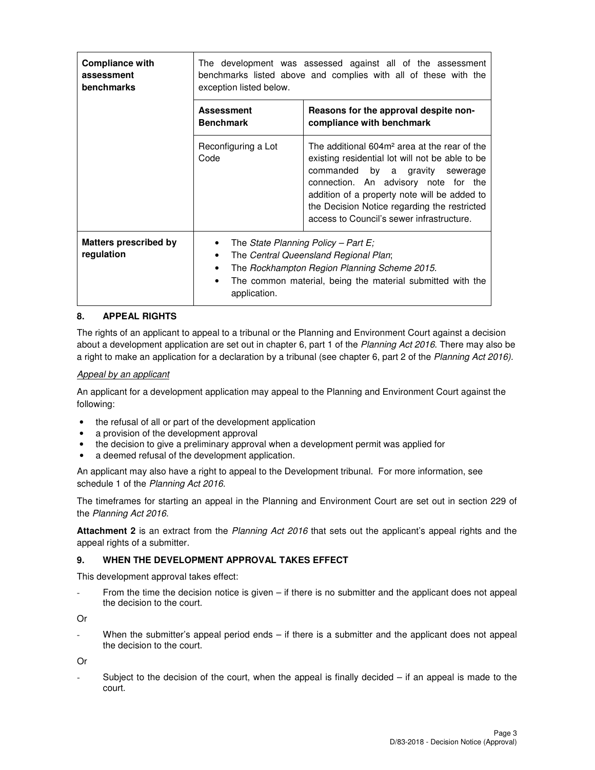| | | |
|---|---|---|
| **Compliance with assessment benchmarks** | The development was assessed against all of the assessment benchmarks listed above and complies with all of these with the exception listed below. | |
| | **Assessment Benchmark** | **Reasons for the approval despite non-compliance with benchmark** |
| | Reconfiguring a Lot Code | The additional 604m² area at the rear of the existing residential lot will not be able to be commanded by a gravity sewerage connection. An advisory note for the addition of a property note will be added to the Decision Notice regarding the restricted access to Council's sewer infrastructure. |
| **Matters prescribed by regulation** | • The *State Planning Policy – Part E;*<br>• The *Central Queensland Regional Plan*;<br>• The *Rockhampton Region Planning Scheme 2015*.<br>• The common material, being the material submitted with the application. | |

## 8. APPEAL RIGHTS

The rights of an applicant to appeal to a tribunal or the Planning and Environment Court against a decision about a development application are set out in chapter 6, part 1 of the *Planning Act 2016*. There may also be a right to make an application for a declaration by a tribunal (see chapter 6, part 2 of the *Planning Act 2016).*

*Appeal by an applicant*

An applicant for a development application may appeal to the Planning and Environment Court against the following:

- the refusal of all or part of the development application
- a provision of the development approval
- the decision to give a preliminary approval when a development permit was applied for
- a deemed refusal of the development application.

An applicant may also have a right to appeal to the Development tribunal. For more information, see schedule 1 of the *Planning Act 2016*.

The timeframes for starting an appeal in the Planning and Environment Court are set out in section 229 of the *Planning Act 2016*.

**Attachment 2** is an extract from the *Planning Act 2016* that sets out the applicant's appeal rights and the appeal rights of a submitter.

## 9. WHEN THE DEVELOPMENT APPROVAL TAKES EFFECT

This development approval takes effect:

- From the time the decision notice is given – if there is no submitter and the applicant does not appeal the decision to the court.

Or

- When the submitter's appeal period ends – if there is a submitter and the applicant does not appeal the decision to the court.

Or

- Subject to the decision of the court, when the appeal is finally decided – if an appeal is made to the court.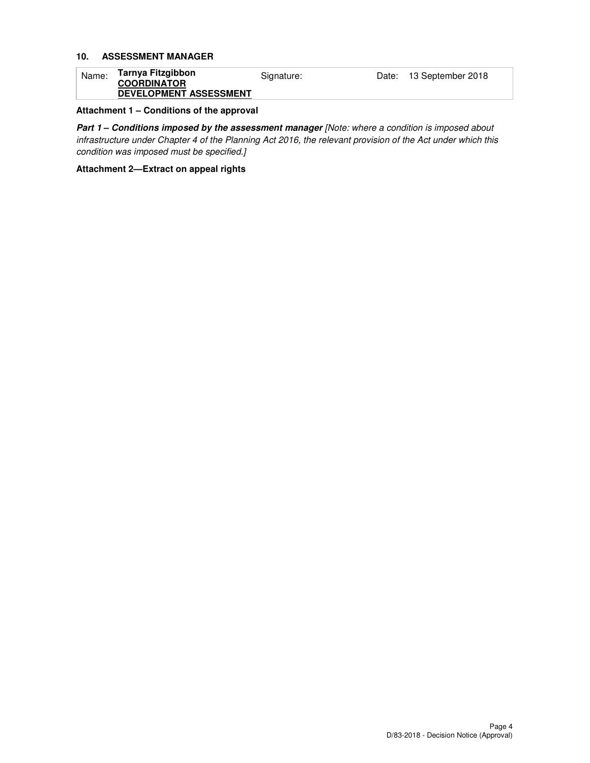## 10. ASSESSMENT MANAGER

| | | | |
|---|---|---|---|
| Name: | **Tarnya Fitzgibbon** **COORDINATOR DEVELOPMENT ASSESSMENT** | Signature: | Date: 13 September 2018 |

**Attachment 1 – Conditions of the approval**

***Part 1 – Conditions imposed by the assessment manager*** *[Note: where a condition is imposed about infrastructure under Chapter 4 of the Planning Act 2016, the relevant provision of the Act under which this condition was imposed must be specified.]*

**Attachment 2—Extract on appeal rights**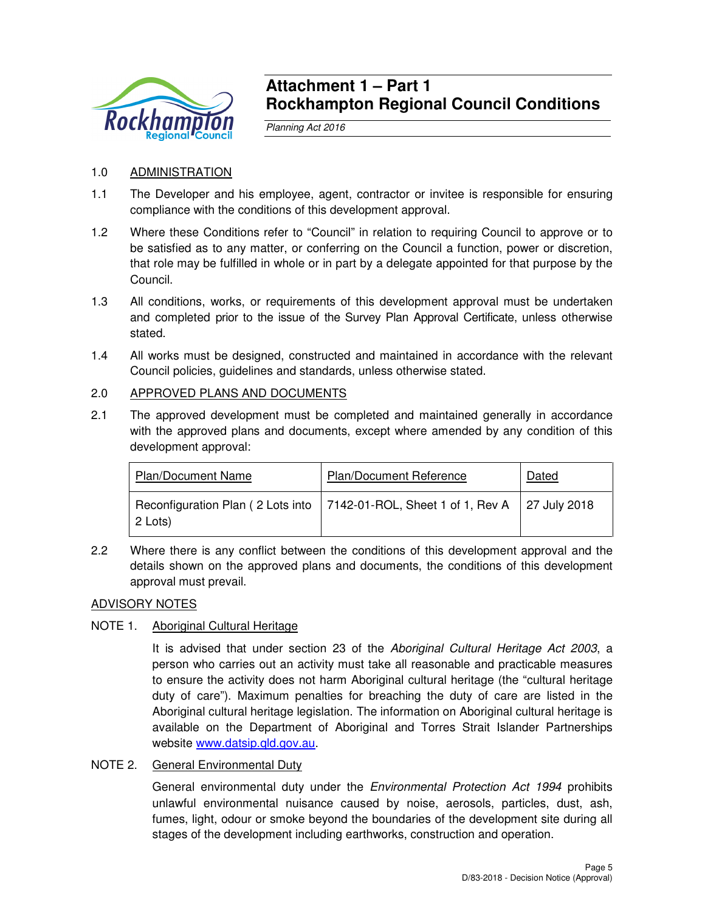# Attachment 1 – Part 1
# Rockhampton Regional Council Conditions

*Planning Act 2016*

1.0 ADMINISTRATION

1.1 The Developer and his employee, agent, contractor or invitee is responsible for ensuring compliance with the conditions of this development approval.

1.2 Where these Conditions refer to "Council" in relation to requiring Council to approve or to be satisfied as to any matter, or conferring on the Council a function, power or discretion, that role may be fulfilled in whole or in part by a delegate appointed for that purpose by the Council.

1.3 All conditions, works, or requirements of this development approval must be undertaken and completed prior to the issue of the Survey Plan Approval Certificate, unless otherwise stated.

1.4 All works must be designed, constructed and maintained in accordance with the relevant Council policies, guidelines and standards, unless otherwise stated.

2.0 APPROVED PLANS AND DOCUMENTS

2.1 The approved development must be completed and maintained generally in accordance with the approved plans and documents, except where amended by any condition of this development approval:

| Plan/Document Name | Plan/Document Reference | Dated |
|---|---|---|
| Reconfiguration Plan ( 2 Lots into 2 Lots) | 7142-01-ROL, Sheet 1 of 1, Rev A | 27 July 2018 |

2.2 Where there is any conflict between the conditions of this development approval and the details shown on the approved plans and documents, the conditions of this development approval must prevail.

ADVISORY NOTES

NOTE 1. Aboriginal Cultural Heritage

It is advised that under section 23 of the *Aboriginal Cultural Heritage Act 2003*, a person who carries out an activity must take all reasonable and practicable measures to ensure the activity does not harm Aboriginal cultural heritage (the "cultural heritage duty of care"). Maximum penalties for breaching the duty of care are listed in the Aboriginal cultural heritage legislation. The information on Aboriginal cultural heritage is available on the Department of Aboriginal and Torres Strait Islander Partnerships website www.datsip.qld.gov.au.

NOTE 2. General Environmental Duty

General environmental duty under the *Environmental Protection Act 1994* prohibits unlawful environmental nuisance caused by noise, aerosols, particles, dust, ash, fumes, light, odour or smoke beyond the boundaries of the development site during all stages of the development including earthworks, construction and operation.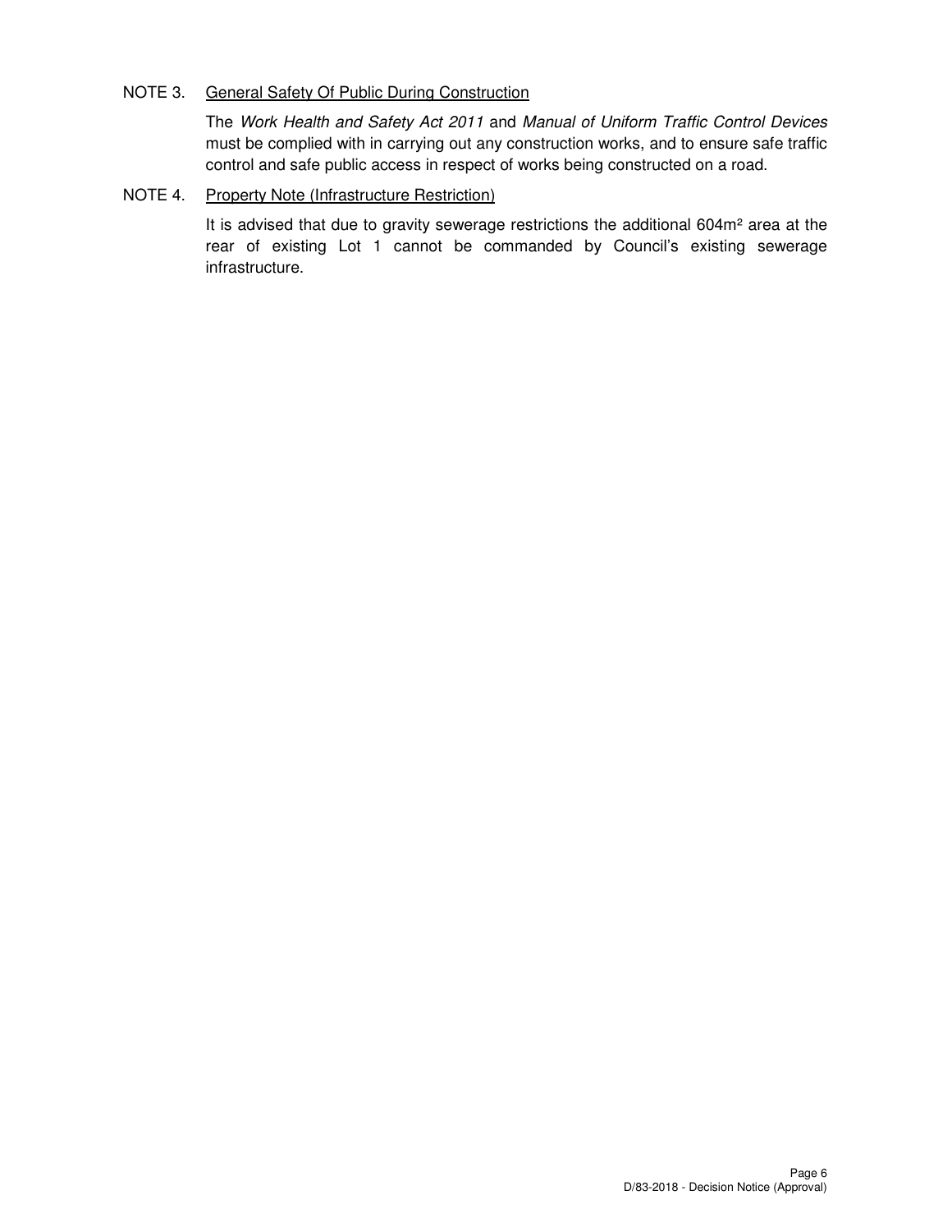NOTE 3. General Safety Of Public During Construction

The *Work Health and Safety Act 2011* and *Manual of Uniform Traffic Control Devices* must be complied with in carrying out any construction works, and to ensure safe traffic control and safe public access in respect of works being constructed on a road.

NOTE 4. Property Note (Infrastructure Restriction)

It is advised that due to gravity sewerage restrictions the additional 604m² area at the rear of existing Lot 1 cannot be commanded by Council's existing sewerage infrastructure.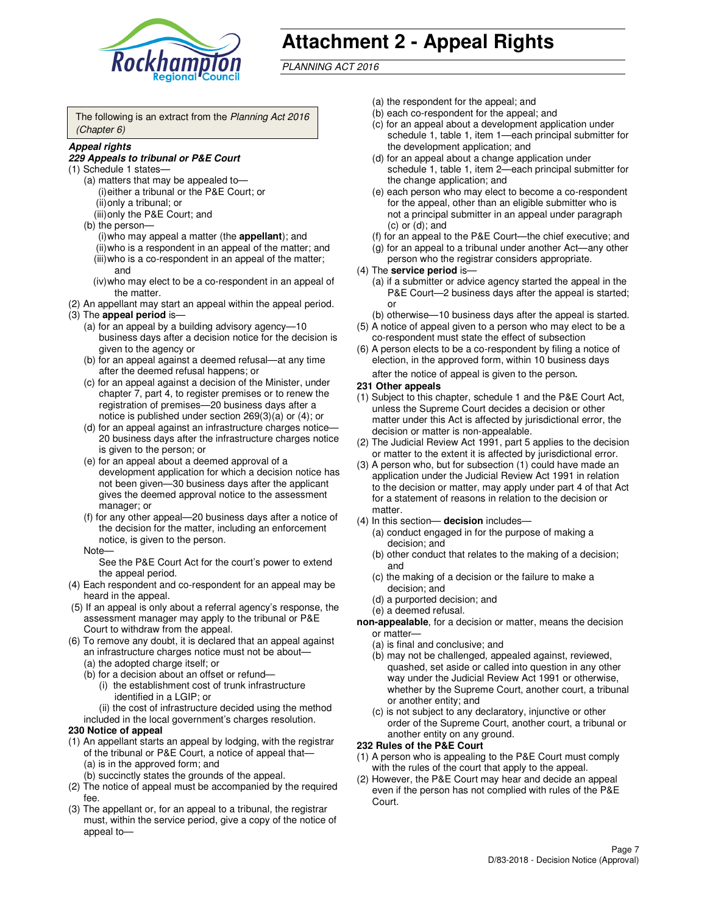# Attachment 2 - Appeal Rights

*PLANNING ACT 2016*

The following is an extract from the *Planning Act 2016 (Chapter 6)*

***Appeal rights***

***229 Appeals to tribunal or P&E Court***

(1) Schedule 1 states—
- (a) matters that may be appealed to—
  - (i) either a tribunal or the P&E Court; or
  - (ii) only a tribunal; or
  - (iii) only the P&E Court; and
- (b) the person—
  - (i) who may appeal a matter (the **appellant**); and
  - (ii) who is a respondent in an appeal of the matter; and
  - (iii) who is a co-respondent in an appeal of the matter; and
  - (iv) who may elect to be a co-respondent in an appeal of the matter.

(2) An appellant may start an appeal within the appeal period.

(3) The **appeal period** is—
- (a) for an appeal by a building advisory agency—10 business days after a decision notice for the decision is given to the agency or
- (b) for an appeal against a deemed refusal—at any time after the deemed refusal happens; or
- (c) for an appeal against a decision of the Minister, under chapter 7, part 4, to register premises or to renew the registration of premises—20 business days after a notice is published under section 269(3)(a) or (4); or
- (d) for an appeal against an infrastructure charges notice—20 business days after the infrastructure charges notice is given to the person; or
- (e) for an appeal about a deemed approval of a development application for which a decision notice has not been given—30 business days after the applicant gives the deemed approval notice to the assessment manager; or
- (f) for any other appeal—20 business days after a notice of the decision for the matter, including an enforcement notice, is given to the person.

Note—

See the P&E Court Act for the court's power to extend the appeal period.

(4) Each respondent and co-respondent for an appeal may be heard in the appeal.

(5) If an appeal is only about a referral agency's response, the assessment manager may apply to the tribunal or P&E Court to withdraw from the appeal.

(6) To remove any doubt, it is declared that an appeal against an infrastructure charges notice must not be about—
- (a) the adopted charge itself; or
- (b) for a decision about an offset or refund—
  - (i) the establishment cost of trunk infrastructure identified in a LGIP; or
  - (ii) the cost of infrastructure decided using the method included in the local government's charges resolution.

**230 Notice of appeal**

(1) An appellant starts an appeal by lodging, with the registrar of the tribunal or P&E Court, a notice of appeal that—
- (a) is in the approved form; and
- (b) succinctly states the grounds of the appeal.

(2) The notice of appeal must be accompanied by the required fee.

(3) The appellant or, for an appeal to a tribunal, the registrar must, within the service period, give a copy of the notice of appeal to—
- (a) the respondent for the appeal; and
- (b) each co-respondent for the appeal; and
- (c) for an appeal about a development application under schedule 1, table 1, item 1—each principal submitter for the development application; and
- (d) for an appeal about a change application under schedule 1, table 1, item 2—each principal submitter for the change application; and
- (e) each person who may elect to become a co-respondent for the appeal, other than an eligible submitter who is not a principal submitter in an appeal under paragraph (c) or (d); and
- (f) for an appeal to the P&E Court—the chief executive; and
- (g) for an appeal to a tribunal under another Act—any other person who the registrar considers appropriate.

(4) The **service period** is—
- (a) if a submitter or advice agency started the appeal in the P&E Court—2 business days after the appeal is started; or
- (b) otherwise—10 business days after the appeal is started.

(5) A notice of appeal given to a person who may elect to be a co-respondent must state the effect of subsection

(6) A person elects to be a co-respondent by filing a notice of election, in the approved form, within 10 business days after the notice of appeal is given to the person*.*

**231 Other appeals**

(1) Subject to this chapter, schedule 1 and the P&E Court Act, unless the Supreme Court decides a decision or other matter under this Act is affected by jurisdictional error, the decision or matter is non-appealable.

(2) The Judicial Review Act 1991, part 5 applies to the decision or matter to the extent it is affected by jurisdictional error.

(3) A person who, but for subsection (1) could have made an application under the Judicial Review Act 1991 in relation to the decision or matter, may apply under part 4 of that Act for a statement of reasons in relation to the decision or matter.

(4) In this section— **decision** includes—
- (a) conduct engaged in for the purpose of making a decision; and
- (b) other conduct that relates to the making of a decision; and
- (c) the making of a decision or the failure to make a decision; and
- (d) a purported decision; and
- (e) a deemed refusal.

**non-appealable**, for a decision or matter, means the decision or matter—
- (a) is final and conclusive; and
- (b) may not be challenged, appealed against, reviewed, quashed, set aside or called into question in any other way under the Judicial Review Act 1991 or otherwise, whether by the Supreme Court, another court, a tribunal or another entity; and
- (c) is not subject to any declaratory, injunctive or other order of the Supreme Court, another court, a tribunal or another entity on any ground.

**232 Rules of the P&E Court**

(1) A person who is appealing to the P&E Court must comply with the rules of the court that apply to the appeal.

(2) However, the P&E Court may hear and decide an appeal even if the person has not complied with rules of the P&E Court.

D/83-2018 - Decision Notice (Approval)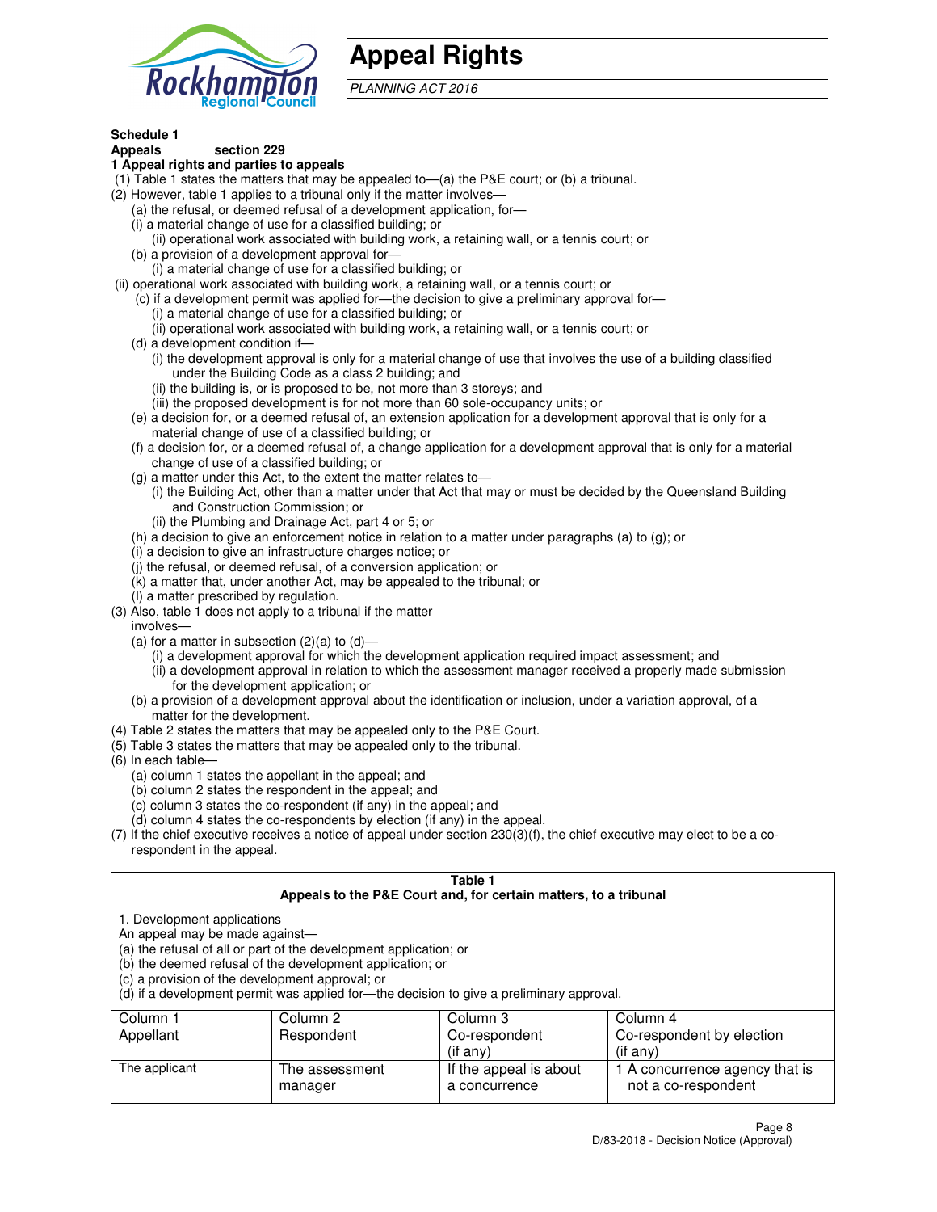# Appeal Rights

*PLANNING ACT 2016*

**Schedule 1**
**Appeals section 229**
**1 Appeal rights and parties to appeals**

(1) Table 1 states the matters that may be appealed to—(a) the P&E court; or (b) a tribunal.

(2) However, table 1 applies to a tribunal only if the matter involves—

(a) the refusal, or deemed refusal of a development application, for—

(i) a material change of use for a classified building; or

(ii) operational work associated with building work, a retaining wall, or a tennis court; or

(b) a provision of a development approval for—

(i) a material change of use for a classified building; or

(ii) operational work associated with building work, a retaining wall, or a tennis court; or

(c) if a development permit was applied for—the decision to give a preliminary approval for—

(i) a material change of use for a classified building; or

(ii) operational work associated with building work, a retaining wall, or a tennis court; or

(d) a development condition if—

(i) the development approval is only for a material change of use that involves the use of a building classified under the Building Code as a class 2 building; and

(ii) the building is, or is proposed to be, not more than 3 storeys; and

(iii) the proposed development is for not more than 60 sole-occupancy units; or

(e) a decision for, or a deemed refusal of, an extension application for a development approval that is only for a material change of use of a classified building; or

(f) a decision for, or a deemed refusal of, a change application for a development approval that is only for a material change of use of a classified building; or

(g) a matter under this Act, to the extent the matter relates to—

(i) the Building Act, other than a matter under that Act that may or must be decided by the Queensland Building and Construction Commission; or

(ii) the Plumbing and Drainage Act, part 4 or 5; or

(h) a decision to give an enforcement notice in relation to a matter under paragraphs (a) to (g); or

(i) a decision to give an infrastructure charges notice; or

(j) the refusal, or deemed refusal, of a conversion application; or

(k) a matter that, under another Act, may be appealed to the tribunal; or

(l) a matter prescribed by regulation.

(3) Also, table 1 does not apply to a tribunal if the matter involves—

(a) for a matter in subsection (2)(a) to (d)—

(i) a development approval for which the development application required impact assessment; and

(ii) a development approval in relation to which the assessment manager received a properly made submission for the development application; or

(b) a provision of a development approval about the identification or inclusion, under a variation approval, of a matter for the development.

(4) Table 2 states the matters that may be appealed only to the P&E Court.

(5) Table 3 states the matters that may be appealed only to the tribunal.

(6) In each table—

(a) column 1 states the appellant in the appeal; and

(b) column 2 states the respondent in the appeal; and

(c) column 3 states the co-respondent (if any) in the appeal; and

(d) column 4 states the co-respondents by election (if any) in the appeal.

(7) If the chief executive receives a notice of appeal under section 230(3)(f), the chief executive may elect to be a co-respondent in the appeal.

**Table 1**
**Appeals to the P&E Court and, for certain matters, to a tribunal**

1. Development applications

An appeal may be made against—

(a) the refusal of all or part of the development application; or

(b) the deemed refusal of the development application; or

(c) a provision of the development approval; or

(d) if a development permit was applied for—the decision to give a preliminary approval.

| Column 1<br>Appellant | Column 2<br>Respondent | Column 3<br>Co-respondent<br>(if any) | Column 4<br>Co-respondent by election<br>(if any) |
|---|---|---|---|
| The applicant | The assessment manager | If the appeal is about a concurrence | 1 A concurrence agency that is not a co-respondent |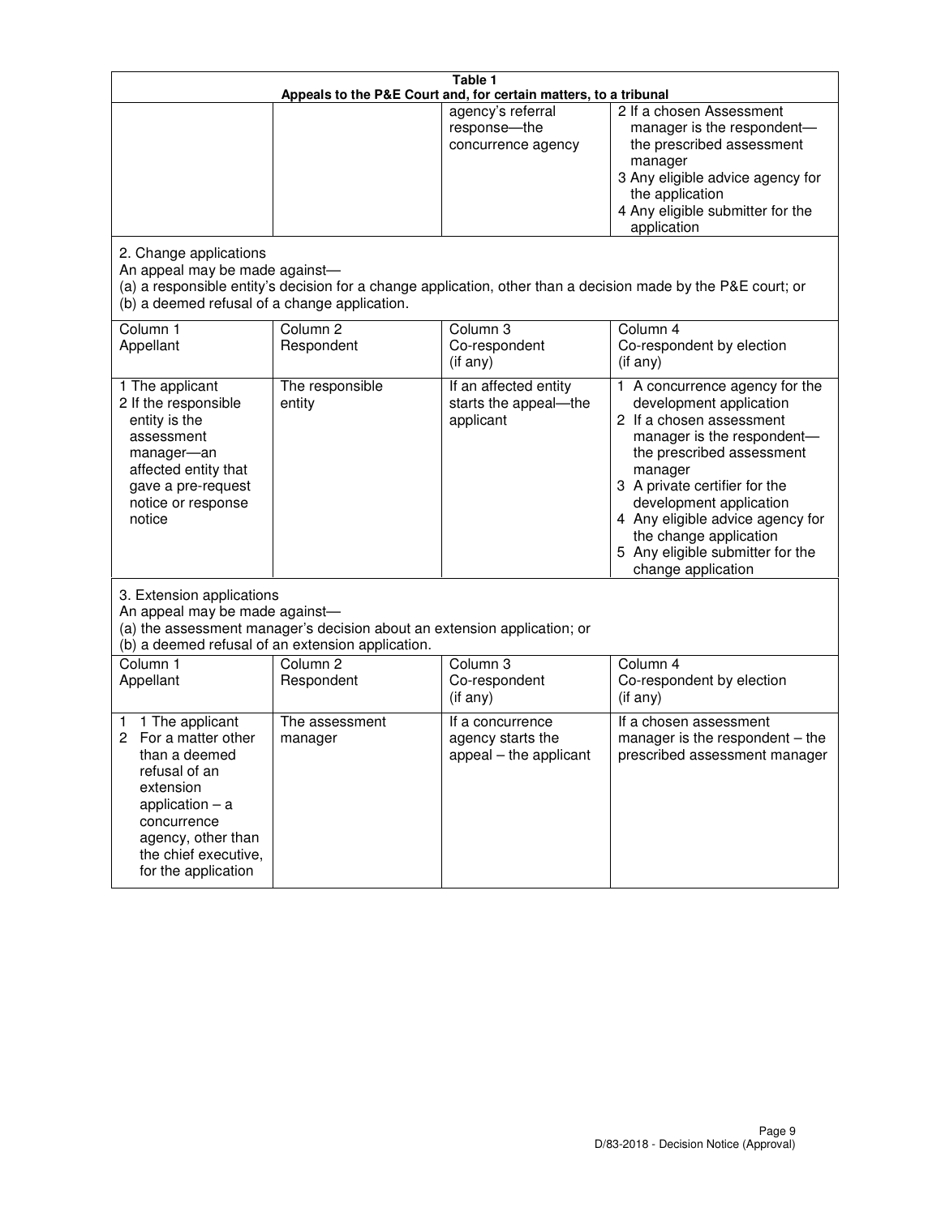**Table 1**
**Appeals to the P&E Court and, for certain matters, to a tribunal**

| | | | |
|---|---|---|---|
| | | agency's referral response—the concurrence agency | 2 If a chosen Assessment manager is the respondent—the prescribed assessment manager<br>3 Any eligible advice agency for the application<br>4 Any eligible submitter for the application |

2. Change applications
An appeal may be made against—
(a) a responsible entity's decision for a change application, other than a decision made by the P&E court; or
(b) a deemed refusal of a change application.

| Column 1<br>Appellant | Column 2<br>Respondent | Column 3<br>Co-respondent<br>(if any) | Column 4<br>Co-respondent by election<br>(if any) |
|---|---|---|---|
| 1 The applicant<br>2 If the responsible entity is the assessment manager—an affected entity that gave a pre-request notice or response notice | The responsible entity | If an affected entity starts the appeal—the applicant | 1 A concurrence agency for the development application<br>2 If a chosen assessment manager is the respondent—the prescribed assessment manager<br>3 A private certifier for the development application<br>4 Any eligible advice agency for the change application<br>5 Any eligible submitter for the change application |

3. Extension applications
An appeal may be made against—
(a) the assessment manager's decision about an extension application; or
(b) a deemed refusal of an extension application.

| Column 1<br>Appellant | Column 2<br>Respondent | Column 3<br>Co-respondent<br>(if any) | Column 4<br>Co-respondent by election<br>(if any) |
|---|---|---|---|
| 1 1 The applicant<br>2 For a matter other than a deemed refusal of an extension application – a concurrence agency, other than the chief executive, for the application | The assessment manager | If a concurrence agency starts the appeal – the applicant | If a chosen assessment manager is the respondent – the prescribed assessment manager |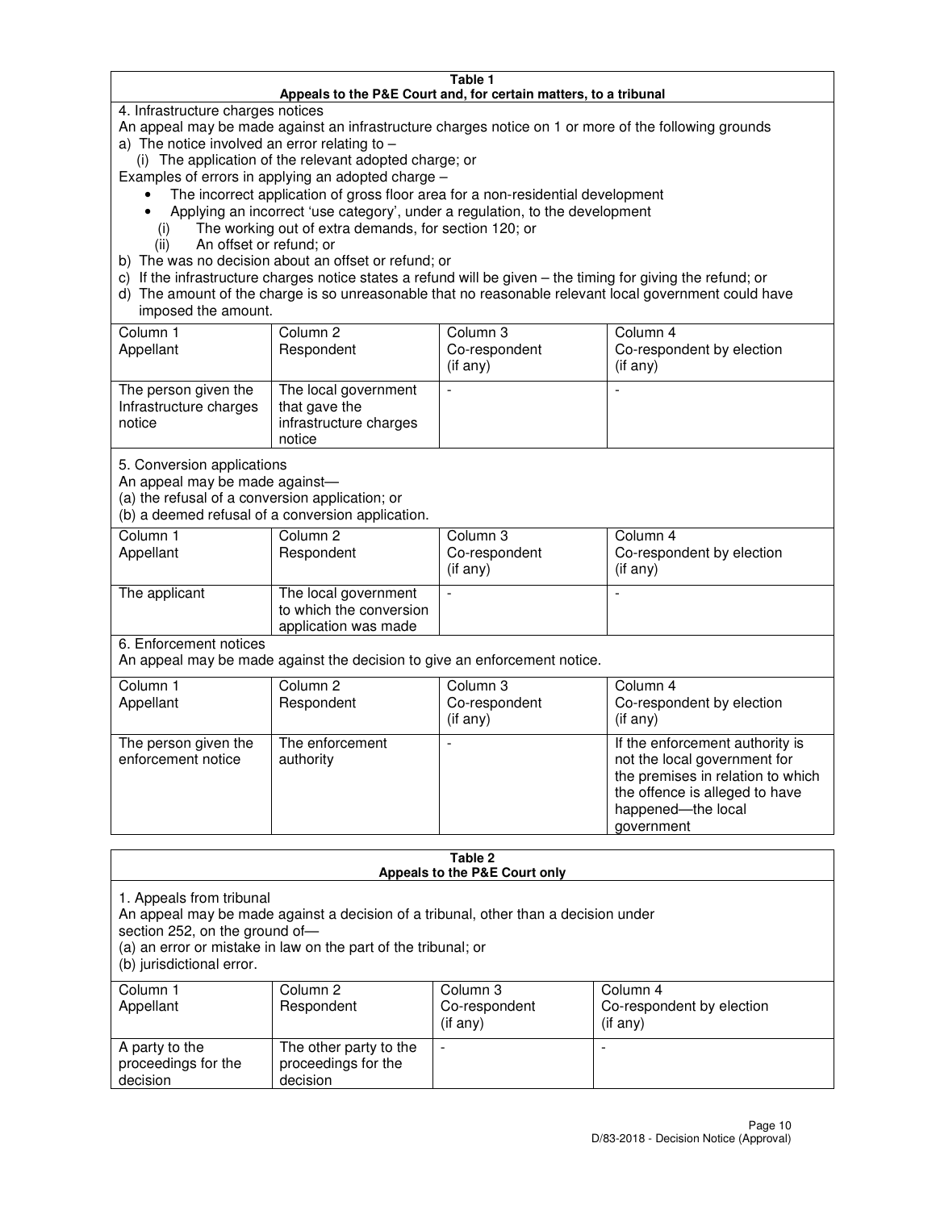**Table 1**
**Appeals to the P&E Court and, for certain matters, to a tribunal**

4. Infrastructure charges notices

An appeal may be made against an infrastructure charges notice on 1 or more of the following grounds

a) The notice involved an error relating to –

   (i) The application of the relevant adopted charge; or

Examples of errors in applying an adopted charge –

- The incorrect application of gross floor area for a non-residential development
- Applying an incorrect 'use category', under a regulation, to the development

   (i) The working out of extra demands, for section 120; or

   (ii) An offset or refund; or

b) The was no decision about an offset or refund; or

c) If the infrastructure charges notice states a refund will be given – the timing for giving the refund; or

d) The amount of the charge is so unreasonable that no reasonable relevant local government could have imposed the amount.

| Column 1 Appellant | Column 2 Respondent | Column 3 Co-respondent (if any) | Column 4 Co-respondent by election (if any) |
|---|---|---|---|
| The person given the Infrastructure charges notice | The local government that gave the infrastructure charges notice | - | - |

5. Conversion applications

An appeal may be made against—

(a) the refusal of a conversion application; or

(b) a deemed refusal of a conversion application.

| Column 1 Appellant | Column 2 Respondent | Column 3 Co-respondent (if any) | Column 4 Co-respondent by election (if any) |
|---|---|---|---|
| The applicant | The local government to which the conversion application was made | - | - |

6. Enforcement notices

An appeal may be made against the decision to give an enforcement notice.

| Column 1 Appellant | Column 2 Respondent | Column 3 Co-respondent (if any) | Column 4 Co-respondent by election (if any) |
|---|---|---|---|
| The person given the enforcement notice | The enforcement authority | - | If the enforcement authority is not the local government for the premises in relation to which the offence is alleged to have happened—the local government |

**Table 2**
**Appeals to the P&E Court only**

1. Appeals from tribunal

An appeal may be made against a decision of a tribunal, other than a decision under section 252, on the ground of—

(a) an error or mistake in law on the part of the tribunal; or

(b) jurisdictional error.

| Column 1 Appellant | Column 2 Respondent | Column 3 Co-respondent (if any) | Column 4 Co-respondent by election (if any) |
|---|---|---|---|
| A party to the proceedings for the decision | The other party to the proceedings for the decision | - | - |

D/83-2018 - Decision Notice (Approval)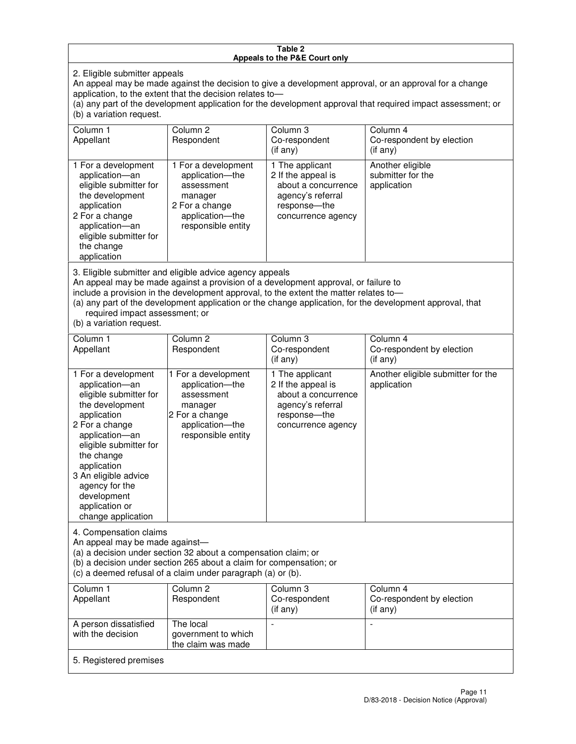**Table 2**
**Appeals to the P&E Court only**

2. Eligible submitter appeals

An appeal may be made against the decision to give a development approval, or an approval for a change application, to the extent that the decision relates to—
(a) any part of the development application for the development approval that required impact assessment; or
(b) a variation request.

| Column 1<br>Appellant | Column 2<br>Respondent | Column 3<br>Co-respondent<br>(if any) | Column 4<br>Co-respondent by election<br>(if any) |
|---|---|---|---|
| 1 For a development application—an eligible submitter for the development application<br>2 For a change application—an eligible submitter for the change application | 1 For a development application—the assessment manager<br>2 For a change application—the responsible entity | 1 The applicant<br>2 If the appeal is about a concurrence agency's referral response—the concurrence agency | Another eligible submitter for the application |

3. Eligible submitter and eligible advice agency appeals

An appeal may be made against a provision of a development approval, or failure to include a provision in the development approval, to the extent the matter relates to—
(a) any part of the development application or the change application, for the development approval, that required impact assessment; or
(b) a variation request.

| Column 1<br>Appellant | Column 2<br>Respondent | Column 3<br>Co-respondent<br>(if any) | Column 4<br>Co-respondent by election<br>(if any) |
|---|---|---|---|
| 1 For a development application—an eligible submitter for the development application<br>2 For a change application—an eligible submitter for the change application<br>3 An eligible advice agency for the development application or change application | 1 For a development application—the assessment manager<br>2 For a change application—the responsible entity | 1 The applicant<br>2 If the appeal is about a concurrence agency's referral response—the concurrence agency | Another eligible submitter for the application |

4. Compensation claims

An appeal may be made against—
(a) a decision under section 32 about a compensation claim; or
(b) a decision under section 265 about a claim for compensation; or
(c) a deemed refusal of a claim under paragraph (a) or (b).

| Column 1<br>Appellant | Column 2<br>Respondent | Column 3<br>Co-respondent<br>(if any) | Column 4<br>Co-respondent by election<br>(if any) |
|---|---|---|---|
| A person dissatisfied with the decision | The local government to which the claim was made | - | - |

5. Registered premises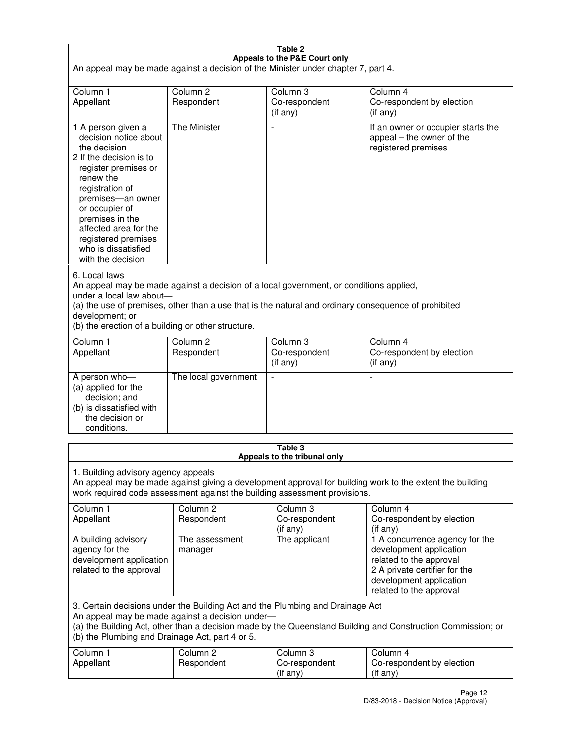**Table 2**
**Appeals to the P&E Court only**

An appeal may be made against a decision of the Minister under chapter 7, part 4.

| Column 1<br>Appellant | Column 2<br>Respondent | Column 3<br>Co-respondent<br>(if any) | Column 4<br>Co-respondent by election<br>(if any) |
|---|---|---|---|
| 1 A person given a decision notice about the decision<br>2 If the decision is to register premises or renew the registration of premises—an owner or occupier of premises in the affected area for the registered premises who is dissatisfied with the decision | The Minister | - | If an owner or occupier starts the appeal – the owner of the registered premises |

6. Local laws

An appeal may be made against a decision of a local government, or conditions applied, under a local law about—

(a) the use of premises, other than a use that is the natural and ordinary consequence of prohibited development; or

(b) the erection of a building or other structure.

| Column 1<br>Appellant | Column 2<br>Respondent | Column 3<br>Co-respondent<br>(if any) | Column 4<br>Co-respondent by election<br>(if any) |
|---|---|---|---|
| A person who—<br>(a) applied for the decision; and<br>(b) is dissatisfied with the decision or conditions. | The local government | - | - |

**Table 3**
**Appeals to the tribunal only**

1. Building advisory agency appeals

An appeal may be made against giving a development approval for building work to the extent the building work required code assessment against the building assessment provisions.

| Column 1<br>Appellant | Column 2<br>Respondent | Column 3<br>Co-respondent<br>(if any) | Column 4<br>Co-respondent by election<br>(if any) |
|---|---|---|---|
| A building advisory agency for the development application related to the approval | The assessment manager | The applicant | 1 A concurrence agency for the development application related to the approval<br>2 A private certifier for the development application related to the approval |

3. Certain decisions under the Building Act and the Plumbing and Drainage Act

An appeal may be made against a decision under—

(a) the Building Act, other than a decision made by the Queensland Building and Construction Commission; or

(b) the Plumbing and Drainage Act, part 4 or 5.

| Column 1<br>Appellant | Column 2<br>Respondent | Column 3<br>Co-respondent<br>(if any) | Column 4<br>Co-respondent by election<br>(if any) |
|---|---|---|---|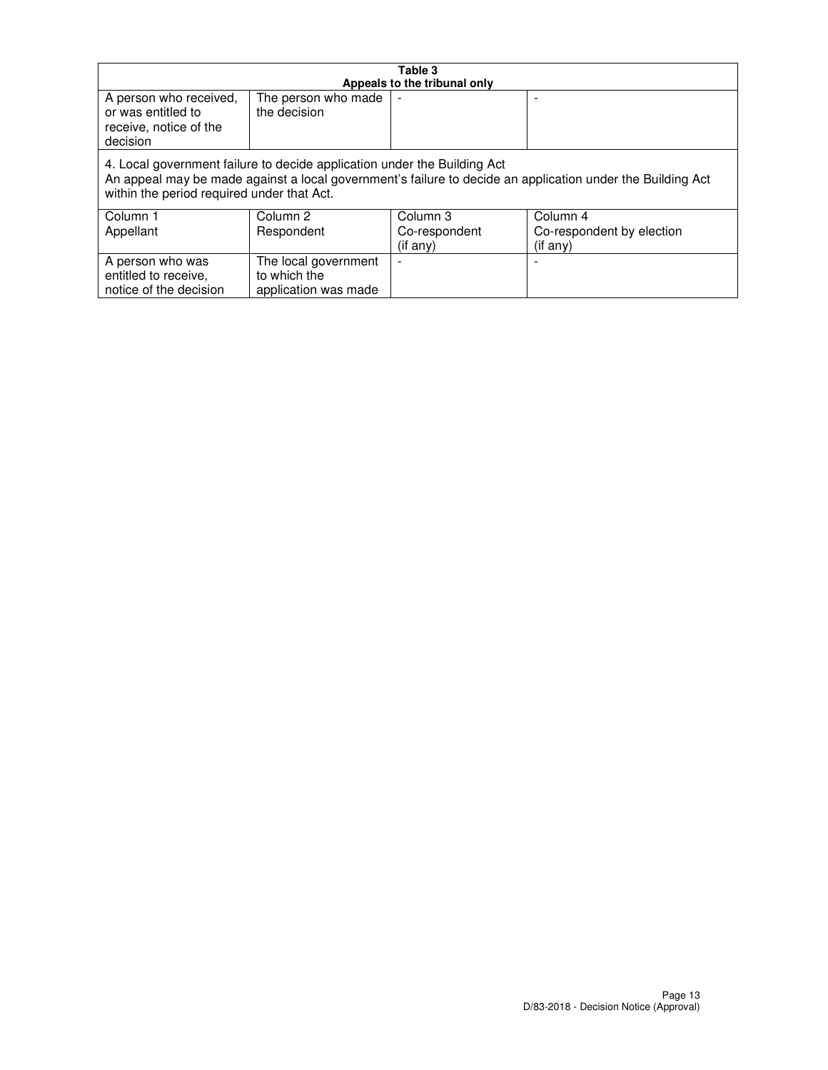| Table 3<br>Appeals to the tribunal only | | | |
|---|---|---|---|
| A person who received, or was entitled to receive, notice of the decision | The person who made the decision | - | - |

4. Local government failure to decide application under the Building Act
An appeal may be made against a local government's failure to decide an application under the Building Act within the period required under that Act.

| Column 1<br>Appellant | Column 2<br>Respondent | Column 3<br>Co-respondent<br>(if any) | Column 4<br>Co-respondent by election<br>(if any) |
|---|---|---|---|
| A person who was entitled to receive, notice of the decision | The local government to which the application was made | - | - |

D/83-2018 - Decision Notice (Approval)